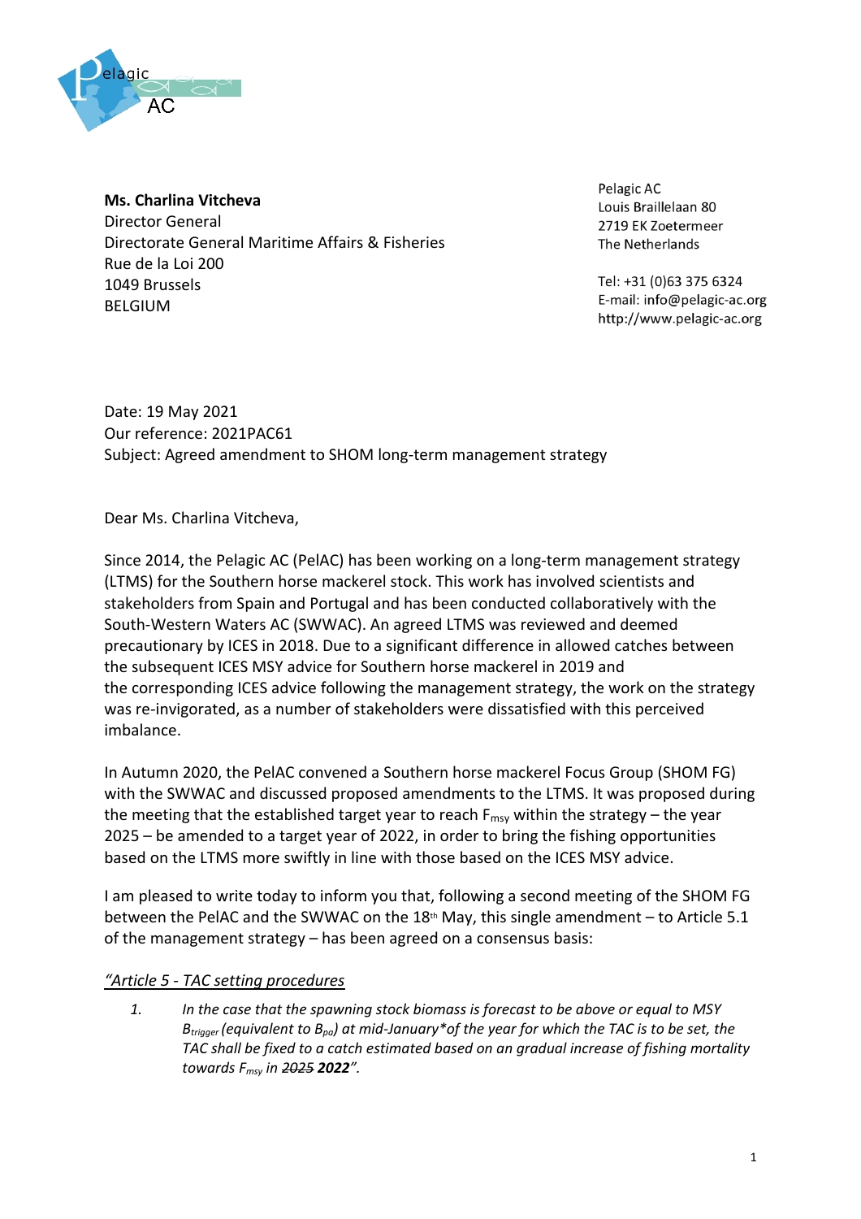Pelagic AC

**Ms. Charlina Vitcheva**
Director General
Directorate General Maritime Affairs & Fisheries
Rue de la Loi 200
1049 Brussels
BELGIUM

Pelagic AC
Louis Braillelaan 80
2719 EK Zoetermeer
The Netherlands

Tel: +31 (0)63 375 6324
E-mail: info@pelagic-ac.org
http://www.pelagic-ac.org

Date: 19 May 2021
Our reference: 2021PAC61
Subject: Agreed amendment to SHOM long-term management strategy

Dear Ms. Charlina Vitcheva,

Since 2014, the Pelagic AC (PelAC) has been working on a long-term management strategy (LTMS) for the Southern horse mackerel stock. This work has involved scientists and stakeholders from Spain and Portugal and has been conducted collaboratively with the South-Western Waters AC (SWWAC). An agreed LTMS was reviewed and deemed precautionary by ICES in 2018. Due to a significant difference in allowed catches between the subsequent ICES MSY advice for Southern horse mackerel in 2019 and the corresponding ICES advice following the management strategy, the work on the strategy was re-invigorated, as a number of stakeholders were dissatisfied with this perceived imbalance.

In Autumn 2020, the PelAC convened a Southern horse mackerel Focus Group (SHOM FG) with the SWWAC and discussed proposed amendments to the LTMS. It was proposed during the meeting that the established target year to reach $F_{msy}$ within the strategy – the year 2025 – be amended to a target year of 2022, in order to bring the fishing opportunities based on the LTMS more swiftly in line with those based on the ICES MSY advice.

I am pleased to write today to inform you that, following a second meeting of the SHOM FG between the PelAC and the SWWAC on the 18th May, this single amendment – to Article 5.1 of the management strategy – has been agreed on a consensus basis:

*<u>"Article 5 - TAC setting procedures</u>*

1. *In the case that the spawning stock biomass is forecast to be above or equal to MSY $B_{trigger}$ (equivalent to $B_{pa}$) at mid-January\*of the year for which the TAC is to be set, the TAC shall be fixed to a catch estimated based on an gradual increase of fishing mortality towards $F_{msy}$ in ~~2025~~ **2022**".*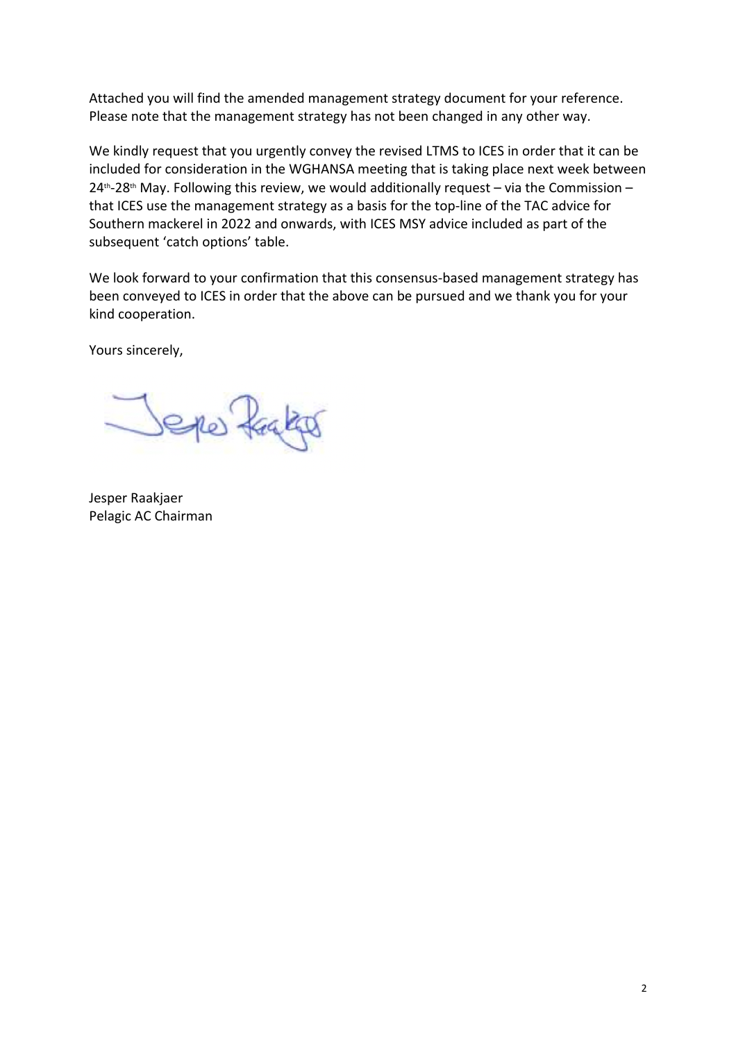Attached you will find the amended management strategy document for your reference. Please note that the management strategy has not been changed in any other way.

We kindly request that you urgently convey the revised LTMS to ICES in order that it can be included for consideration in the WGHANSA meeting that is taking place next week between 24th-28th May. Following this review, we would additionally request – via the Commission – that ICES use the management strategy as a basis for the top-line of the TAC advice for Southern mackerel in 2022 and onwards, with ICES MSY advice included as part of the subsequent 'catch options' table.

We look forward to your confirmation that this consensus-based management strategy has been conveyed to ICES in order that the above can be pursued and we thank you for your kind cooperation.

Yours sincerely,

Jesper Raakjaer
Pelagic AC Chairman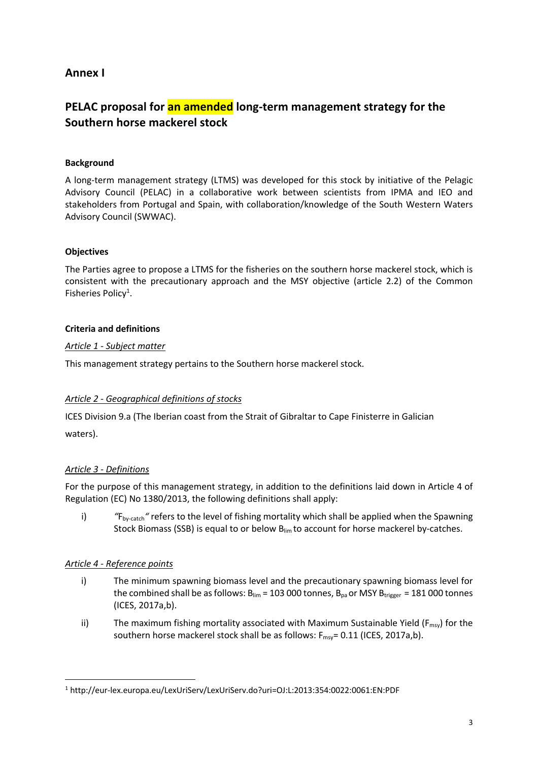## Annex I

## PELAC proposal for an amended long-term management strategy for the Southern horse mackerel stock

**Background**

A long-term management strategy (LTMS) was developed for this stock by initiative of the Pelagic Advisory Council (PELAC) in a collaborative work between scientists from IPMA and IEO and stakeholders from Portugal and Spain, with collaboration/knowledge of the South Western Waters Advisory Council (SWWAC).

**Objectives**

The Parties agree to propose a LTMS for the fisheries on the southern horse mackerel stock, which is consistent with the precautionary approach and the MSY objective (article 2.2) of the Common Fisheries Policy[1].

**Criteria and definitions**

*Article 1 - Subject matter*

This management strategy pertains to the Southern horse mackerel stock.

*Article 2 - Geographical definitions of stocks*

ICES Division 9.a (The Iberian coast from the Strait of Gibraltar to Cape Finisterre in Galician waters).

*Article 3 - Definitions*

For the purpose of this management strategy, in addition to the definitions laid down in Article 4 of Regulation (EC) No 1380/2013, the following definitions shall apply:

i) "$F_{by\text{-}catch}$" refers to the level of fishing mortality which shall be applied when the Spawning Stock Biomass (SSB) is equal to or below $B_{lim}$ to account for horse mackerel by-catches.

*Article 4 - Reference points*

i) The minimum spawning biomass level and the precautionary spawning biomass level for the combined shall be as follows: $B_{lim}$ = 103 000 tonnes, $B_{pa}$ or MSY $B_{trigger}$ = 181 000 tonnes (ICES, 2017a,b).

ii) The maximum fishing mortality associated with Maximum Sustainable Yield ($F_{msy}$) for the southern horse mackerel stock shall be as follows: $F_{msy}$= 0.11 (ICES, 2017a,b).

[1] http://eur-lex.europa.eu/LexUriServ/LexUriServ.do?uri=OJ:L:2013:354:0022:0061:EN:PDF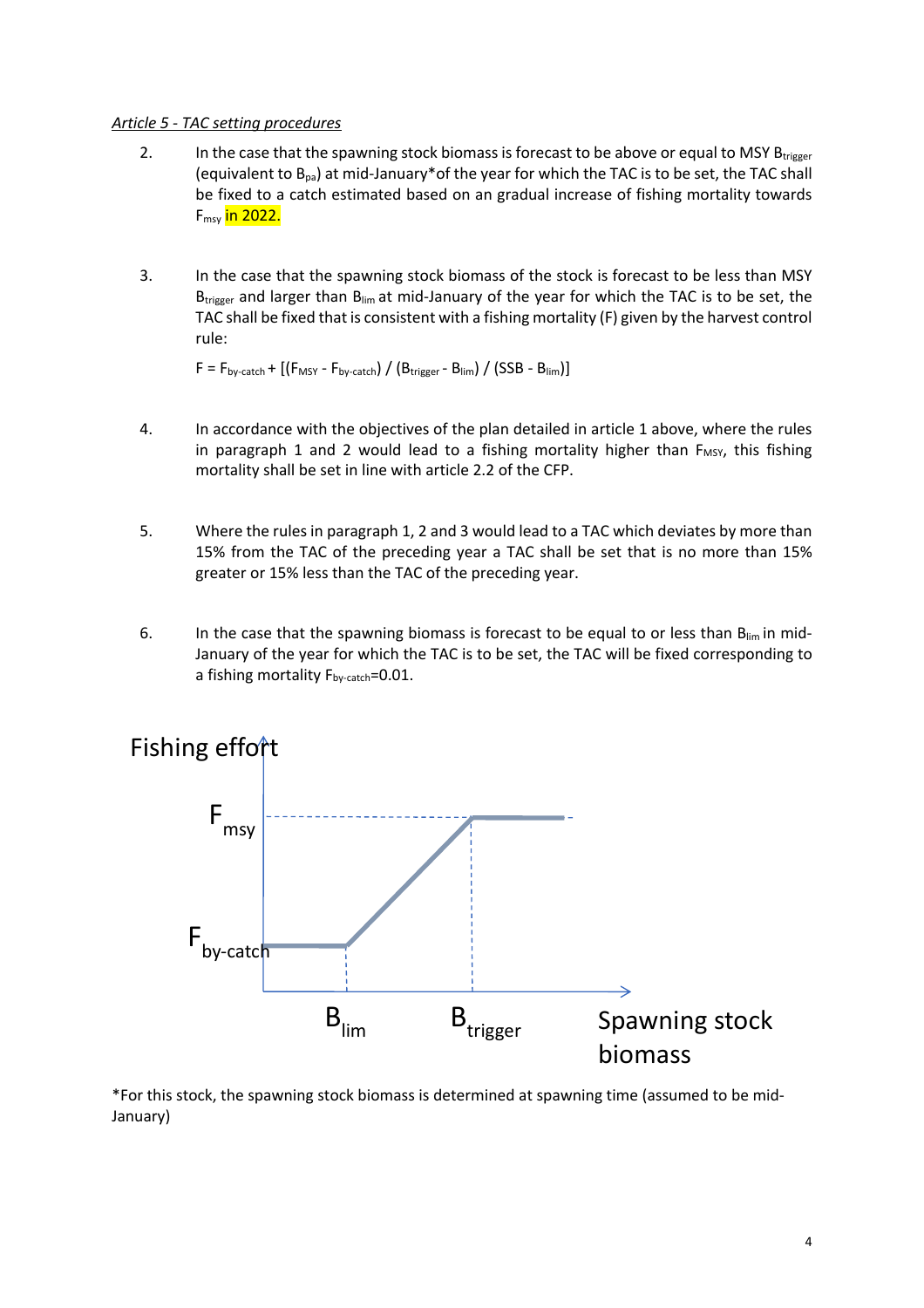*Article 5 - TAC setting procedures*

2. In the case that the spawning stock biomass is forecast to be above or equal to MSY $B_{trigger}$ (equivalent to $B_{pa}$) at mid-January*of the year for which the TAC is to be set, the TAC shall be fixed to a catch estimated based on an gradual increase of fishing mortality towards $F_{msy}$ in 2022.

3. In the case that the spawning stock biomass of the stock is forecast to be less than MSY $B_{trigger}$ and larger than $B_{lim}$ at mid-January of the year for which the TAC is to be set, the TAC shall be fixed that is consistent with a fishing mortality (F) given by the harvest control rule:

   $F = F_{by\text{-}catch} + [(F_{MSY} - F_{by\text{-}catch}) / (B_{trigger} - B_{lim}) / (SSB - B_{lim})]$

4. In accordance with the objectives of the plan detailed in article 1 above, where the rules in paragraph 1 and 2 would lead to a fishing mortality higher than $F_{MSY}$, this fishing mortality shall be set in line with article 2.2 of the CFP.

5. Where the rules in paragraph 1, 2 and 3 would lead to a TAC which deviates by more than 15% from the TAC of the preceding year a TAC shall be set that is no more than 15% greater or 15% less than the TAC of the preceding year.

6. In the case that the spawning biomass is forecast to be equal to or less than $B_{lim}$ in mid-January of the year for which the TAC is to be set, the TAC will be fixed corresponding to a fishing mortality $F_{by\text{-}catch}$=0.01.

Fishing effort

$F_{msy}$

$F_{by\text{-}catch}$

$B_{lim}$ $B_{trigger}$ Spawning stock biomass

*For this stock, the spawning stock biomass is determined at spawning time (assumed to be mid-January)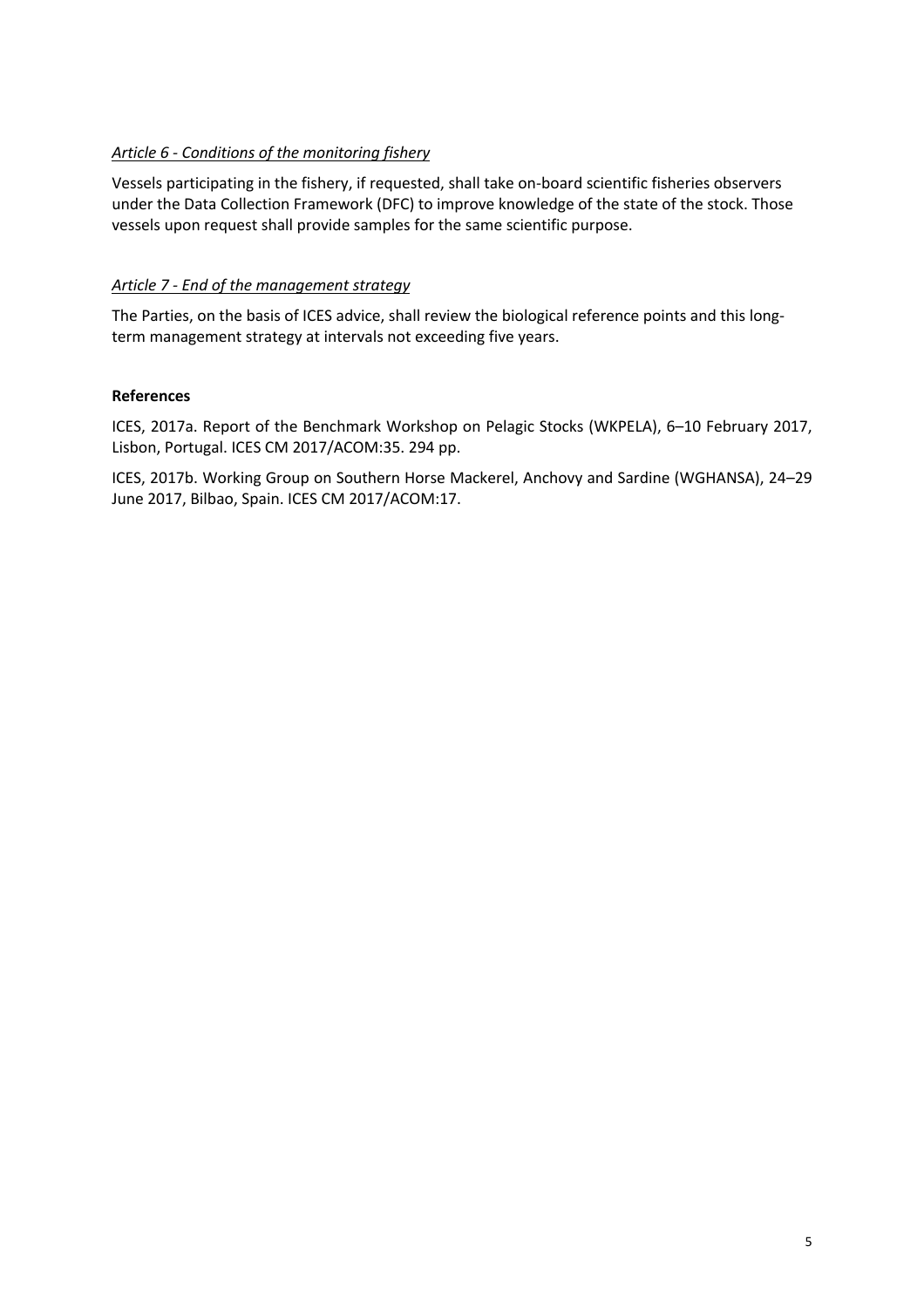*Article 6 - Conditions of the monitoring fishery*

Vessels participating in the fishery, if requested, shall take on-board scientific fisheries observers under the Data Collection Framework (DFC) to improve knowledge of the state of the stock. Those vessels upon request shall provide samples for the same scientific purpose.

*Article 7 - End of the management strategy*

The Parties, on the basis of ICES advice, shall review the biological reference points and this long-term management strategy at intervals not exceeding five years.

**References**

ICES, 2017a. Report of the Benchmark Workshop on Pelagic Stocks (WKPELA), 6–10 February 2017, Lisbon, Portugal. ICES CM 2017/ACOM:35. 294 pp.

ICES, 2017b. Working Group on Southern Horse Mackerel, Anchovy and Sardine (WGHANSA), 24–29 June 2017, Bilbao, Spain. ICES CM 2017/ACOM:17.